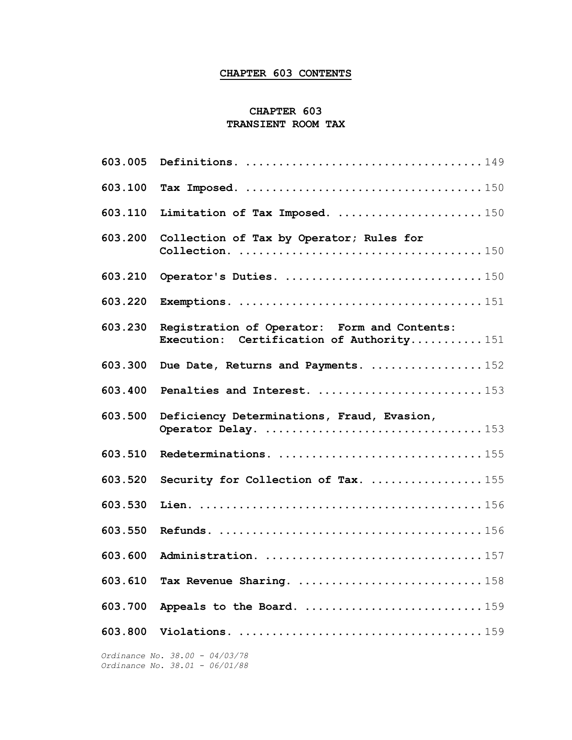# CHAPTER 603 CONTENTS

## CHAPTER 603
## TRANSIENT ROOM TAX

| Section | Title | Page |
|---|---|---|
| **603.005** | **Definitions.** | 149 |
| **603.100** | **Tax Imposed.** | 150 |
| **603.110** | **Limitation of Tax Imposed.** | 150 |
| **603.200** | **Collection of Tax by Operator; Rules for Collection.** | 150 |
| **603.210** | **Operator's Duties.** | 150 |
| **603.220** | **Exemptions.** | 151 |
| **603.230** | **Registration of Operator: Form and Contents: Execution: Certification of Authority** | 151 |
| **603.300** | **Due Date, Returns and Payments.** | 152 |
| **603.400** | **Penalties and Interest.** | 153 |
| **603.500** | **Deficiency Determinations, Fraud, Evasion, Operator Delay.** | 153 |
| **603.510** | **Redeterminations.** | 155 |
| **603.520** | **Security for Collection of Tax.** | 155 |
| **603.530** | **Lien.** | 156 |
| **603.550** | **Refunds.** | 156 |
| **603.600** | **Administration.** | 157 |
| **603.610** | **Tax Revenue Sharing.** | 158 |
| **603.700** | **Appeals to the Board.** | 159 |
| **603.800** | **Violations.** | 159 |

*Ordinance No. 38.00 - 04/03/78*
*Ordinance No. 38.01 - 06/01/88*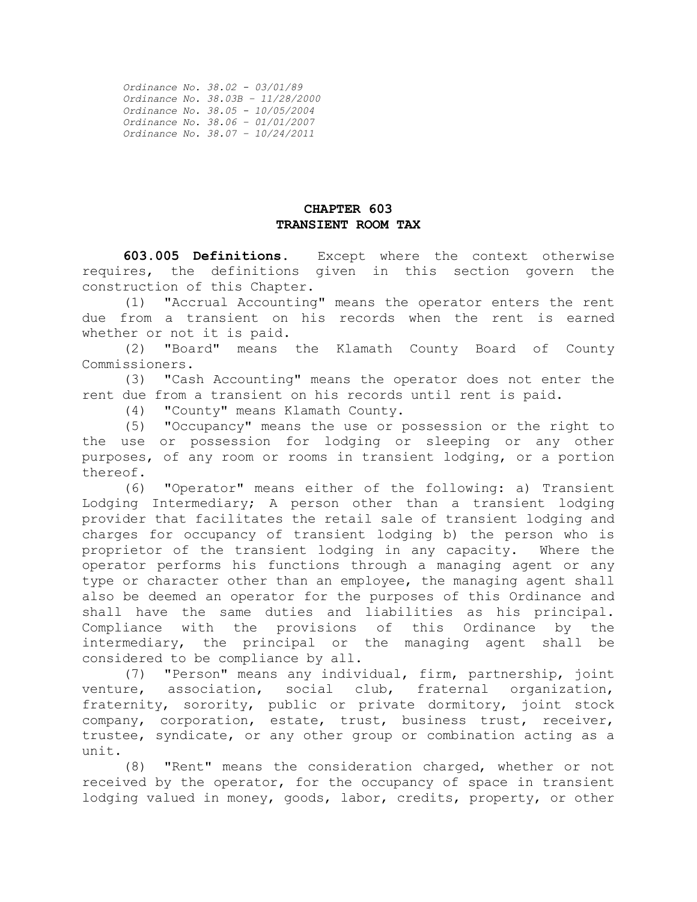*Ordinance No. 38.02 - 03/01/89*
*Ordinance No. 38.03B – 11/28/2000*
*Ordinance No. 38.05 - 10/05/2004*
*Ordinance No. 38.06 – 01/01/2007*
*Ordinance No. 38.07 – 10/24/2011*

# CHAPTER 603
# TRANSIENT ROOM TAX

**603.005 Definitions.** Except where the context otherwise requires, the definitions given in this section govern the construction of this Chapter.

(1) "Accrual Accounting" means the operator enters the rent due from a transient on his records when the rent is earned whether or not it is paid.

(2) "Board" means the Klamath County Board of County Commissioners.

(3) "Cash Accounting" means the operator does not enter the rent due from a transient on his records until rent is paid.

(4) "County" means Klamath County.

(5) "Occupancy" means the use or possession or the right to the use or possession for lodging or sleeping or any other purposes, of any room or rooms in transient lodging, or a portion thereof.

(6) "Operator" means either of the following: a) Transient Lodging Intermediary; A person other than a transient lodging provider that facilitates the retail sale of transient lodging and charges for occupancy of transient lodging b) the person who is proprietor of the transient lodging in any capacity. Where the operator performs his functions through a managing agent or any type or character other than an employee, the managing agent shall also be deemed an operator for the purposes of this Ordinance and shall have the same duties and liabilities as his principal. Compliance with the provisions of this Ordinance by the intermediary, the principal or the managing agent shall be considered to be compliance by all.

(7) "Person" means any individual, firm, partnership, joint venture, association, social club, fraternal organization, fraternity, sorority, public or private dormitory, joint stock company, corporation, estate, trust, business trust, receiver, trustee, syndicate, or any other group or combination acting as a unit.

(8) "Rent" means the consideration charged, whether or not received by the operator, for the occupancy of space in transient lodging valued in money, goods, labor, credits, property, or other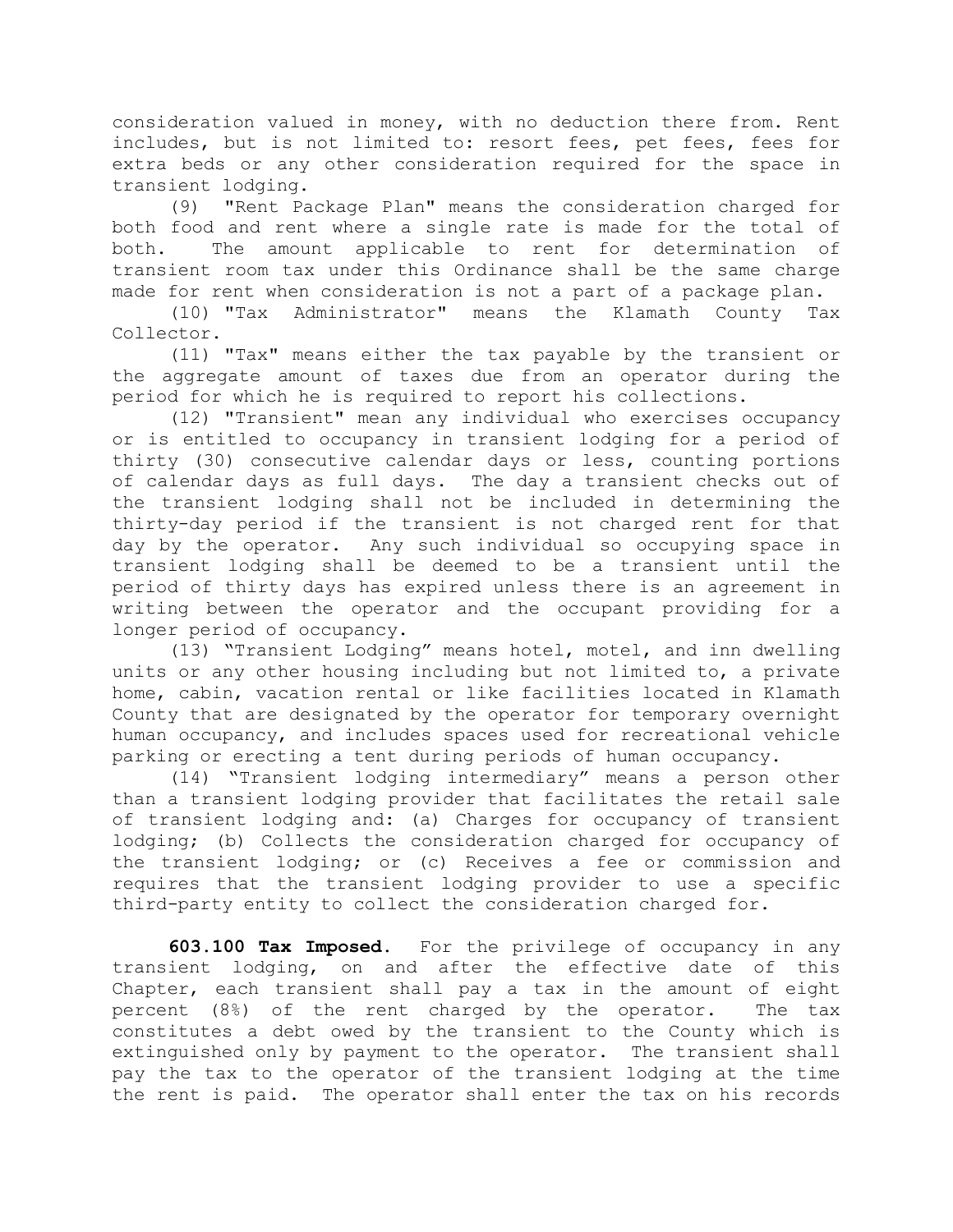consideration valued in money, with no deduction there from. Rent includes, but is not limited to: resort fees, pet fees, fees for extra beds or any other consideration required for the space in transient lodging.

(9) "Rent Package Plan" means the consideration charged for both food and rent where a single rate is made for the total of both. The amount applicable to rent for determination of transient room tax under this Ordinance shall be the same charge made for rent when consideration is not a part of a package plan.

(10) "Tax Administrator" means the Klamath County Tax Collector.

(11) "Tax" means either the tax payable by the transient or the aggregate amount of taxes due from an operator during the period for which he is required to report his collections.

(12) "Transient" mean any individual who exercises occupancy or is entitled to occupancy in transient lodging for a period of thirty (30) consecutive calendar days or less, counting portions of calendar days as full days. The day a transient checks out of the transient lodging shall not be included in determining the thirty-day period if the transient is not charged rent for that day by the operator. Any such individual so occupying space in transient lodging shall be deemed to be a transient until the period of thirty days has expired unless there is an agreement in writing between the operator and the occupant providing for a longer period of occupancy.

(13) "Transient Lodging" means hotel, motel, and inn dwelling units or any other housing including but not limited to, a private home, cabin, vacation rental or like facilities located in Klamath County that are designated by the operator for temporary overnight human occupancy, and includes spaces used for recreational vehicle parking or erecting a tent during periods of human occupancy.

(14) "Transient lodging intermediary" means a person other than a transient lodging provider that facilitates the retail sale of transient lodging and: (a) Charges for occupancy of transient lodging; (b) Collects the consideration charged for occupancy of the transient lodging; or (c) Receives a fee or commission and requires that the transient lodging provider to use a specific third-party entity to collect the consideration charged for.

**603.100 Tax Imposed.** For the privilege of occupancy in any transient lodging, on and after the effective date of this Chapter, each transient shall pay a tax in the amount of eight percent (8%) of the rent charged by the operator. The tax constitutes a debt owed by the transient to the County which is extinguished only by payment to the operator. The transient shall pay the tax to the operator of the transient lodging at the time the rent is paid. The operator shall enter the tax on his records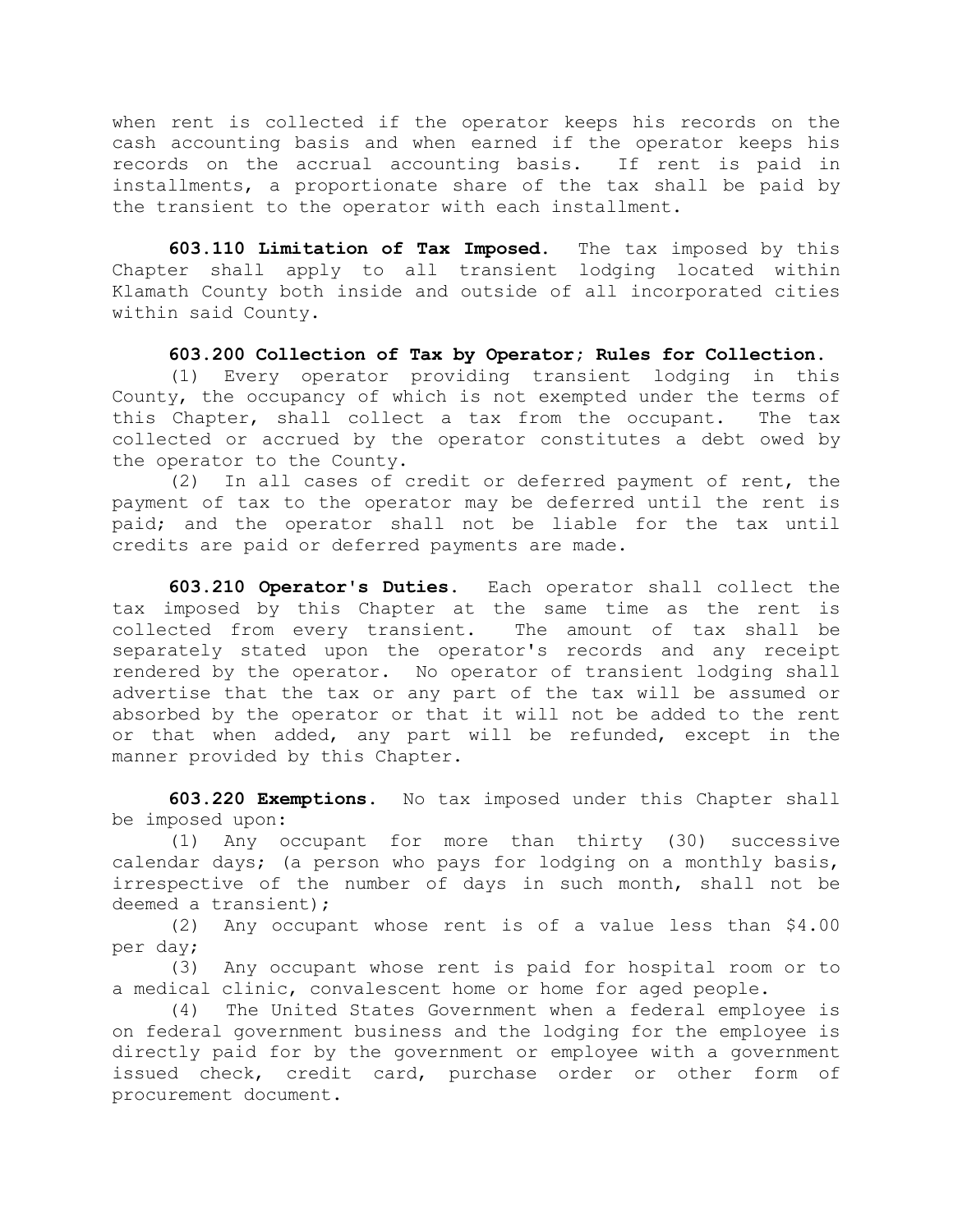when rent is collected if the operator keeps his records on the cash accounting basis and when earned if the operator keeps his records on the accrual accounting basis. If rent is paid in installments, a proportionate share of the tax shall be paid by the transient to the operator with each installment.

**603.110 Limitation of Tax Imposed.** The tax imposed by this Chapter shall apply to all transient lodging located within Klamath County both inside and outside of all incorporated cities within said County.

**603.200 Collection of Tax by Operator; Rules for Collection.**

(1) Every operator providing transient lodging in this County, the occupancy of which is not exempted under the terms of this Chapter, shall collect a tax from the occupant. The tax collected or accrued by the operator constitutes a debt owed by the operator to the County.

(2) In all cases of credit or deferred payment of rent, the payment of tax to the operator may be deferred until the rent is paid; and the operator shall not be liable for the tax until credits are paid or deferred payments are made.

**603.210 Operator's Duties.** Each operator shall collect the tax imposed by this Chapter at the same time as the rent is collected from every transient. The amount of tax shall be separately stated upon the operator's records and any receipt rendered by the operator. No operator of transient lodging shall advertise that the tax or any part of the tax will be assumed or absorbed by the operator or that it will not be added to the rent or that when added, any part will be refunded, except in the manner provided by this Chapter.

**603.220 Exemptions.** No tax imposed under this Chapter shall be imposed upon:

(1) Any occupant for more than thirty (30) successive calendar days; (a person who pays for lodging on a monthly basis, irrespective of the number of days in such month, shall not be deemed a transient);

(2) Any occupant whose rent is of a value less than $4.00 per day;

(3) Any occupant whose rent is paid for hospital room or to a medical clinic, convalescent home or home for aged people.

(4) The United States Government when a federal employee is on federal government business and the lodging for the employee is directly paid for by the government or employee with a government issued check, credit card, purchase order or other form of procurement document.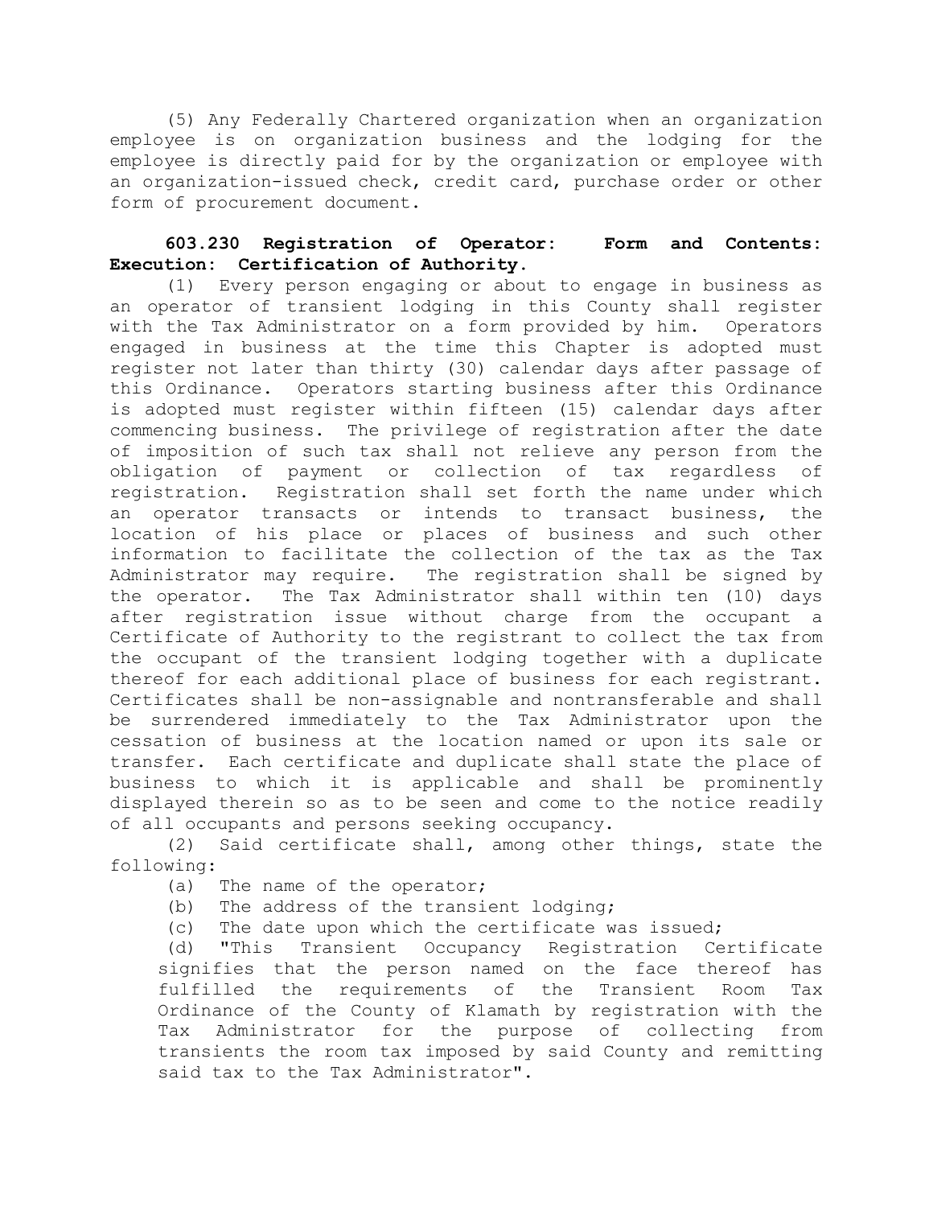(5) Any Federally Chartered organization when an organization employee is on organization business and the lodging for the employee is directly paid for by the organization or employee with an organization-issued check, credit card, purchase order or other form of procurement document.

**603.230 Registration of Operator: Form and Contents: Execution: Certification of Authority.**

(1) Every person engaging or about to engage in business as an operator of transient lodging in this County shall register with the Tax Administrator on a form provided by him. Operators engaged in business at the time this Chapter is adopted must register not later than thirty (30) calendar days after passage of this Ordinance. Operators starting business after this Ordinance is adopted must register within fifteen (15) calendar days after commencing business. The privilege of registration after the date of imposition of such tax shall not relieve any person from the obligation of payment or collection of tax regardless of registration. Registration shall set forth the name under which an operator transacts or intends to transact business, the location of his place or places of business and such other information to facilitate the collection of the tax as the Tax Administrator may require. The registration shall be signed by the operator. The Tax Administrator shall within ten (10) days after registration issue without charge from the occupant a Certificate of Authority to the registrant to collect the tax from the occupant of the transient lodging together with a duplicate thereof for each additional place of business for each registrant. Certificates shall be non-assignable and nontransferable and shall be surrendered immediately to the Tax Administrator upon the cessation of business at the location named or upon its sale or transfer. Each certificate and duplicate shall state the place of business to which it is applicable and shall be prominently displayed therein so as to be seen and come to the notice readily of all occupants and persons seeking occupancy.

(2) Said certificate shall, among other things, state the following:

(a) The name of the operator;

(b) The address of the transient lodging;

(c) The date upon which the certificate was issued;

(d) "This Transient Occupancy Registration Certificate signifies that the person named on the face thereof has fulfilled the requirements of the Transient Room Tax Ordinance of the County of Klamath by registration with the Tax Administrator for the purpose of collecting from transients the room tax imposed by said County and remitting said tax to the Tax Administrator".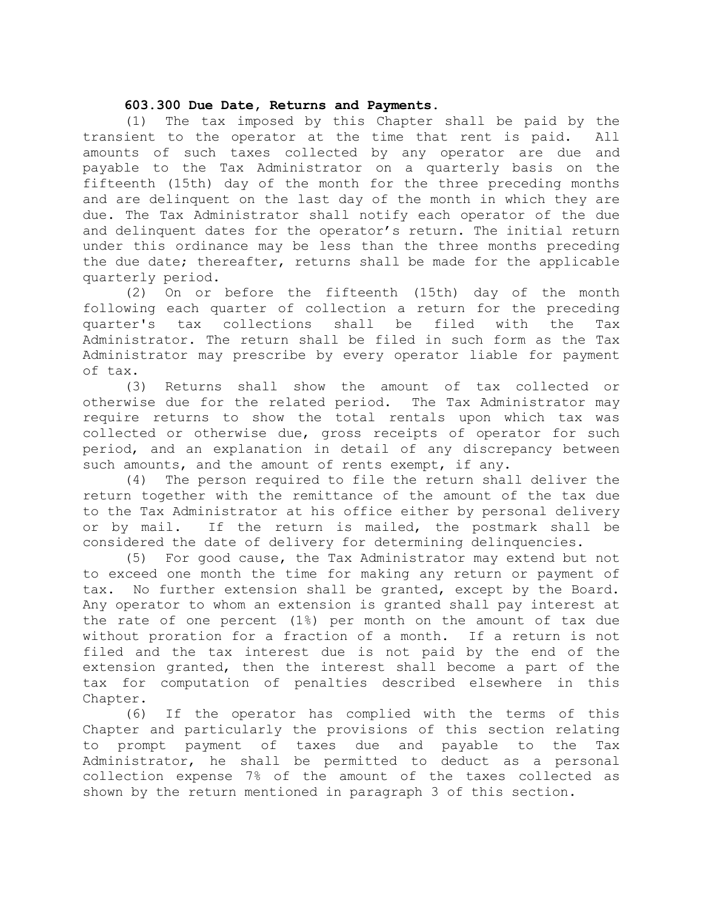**603.300 Due Date, Returns and Payments.**

(1) The tax imposed by this Chapter shall be paid by the transient to the operator at the time that rent is paid. All amounts of such taxes collected by any operator are due and payable to the Tax Administrator on a quarterly basis on the fifteenth (15th) day of the month for the three preceding months and are delinquent on the last day of the month in which they are due. The Tax Administrator shall notify each operator of the due and delinquent dates for the operator's return. The initial return under this ordinance may be less than the three months preceding the due date; thereafter, returns shall be made for the applicable quarterly period.

(2) On or before the fifteenth (15th) day of the month following each quarter of collection a return for the preceding quarter's tax collections shall be filed with the Tax Administrator. The return shall be filed in such form as the Tax Administrator may prescribe by every operator liable for payment of tax.

(3) Returns shall show the amount of tax collected or otherwise due for the related period. The Tax Administrator may require returns to show the total rentals upon which tax was collected or otherwise due, gross receipts of operator for such period, and an explanation in detail of any discrepancy between such amounts, and the amount of rents exempt, if any.

(4) The person required to file the return shall deliver the return together with the remittance of the amount of the tax due to the Tax Administrator at his office either by personal delivery or by mail. If the return is mailed, the postmark shall be considered the date of delivery for determining delinquencies.

(5) For good cause, the Tax Administrator may extend but not to exceed one month the time for making any return or payment of tax. No further extension shall be granted, except by the Board. Any operator to whom an extension is granted shall pay interest at the rate of one percent (1%) per month on the amount of tax due without proration for a fraction of a month. If a return is not filed and the tax interest due is not paid by the end of the extension granted, then the interest shall become a part of the tax for computation of penalties described elsewhere in this Chapter.

(6) If the operator has complied with the terms of this Chapter and particularly the provisions of this section relating to prompt payment of taxes due and payable to the Tax Administrator, he shall be permitted to deduct as a personal collection expense 7% of the amount of the taxes collected as shown by the return mentioned in paragraph 3 of this section.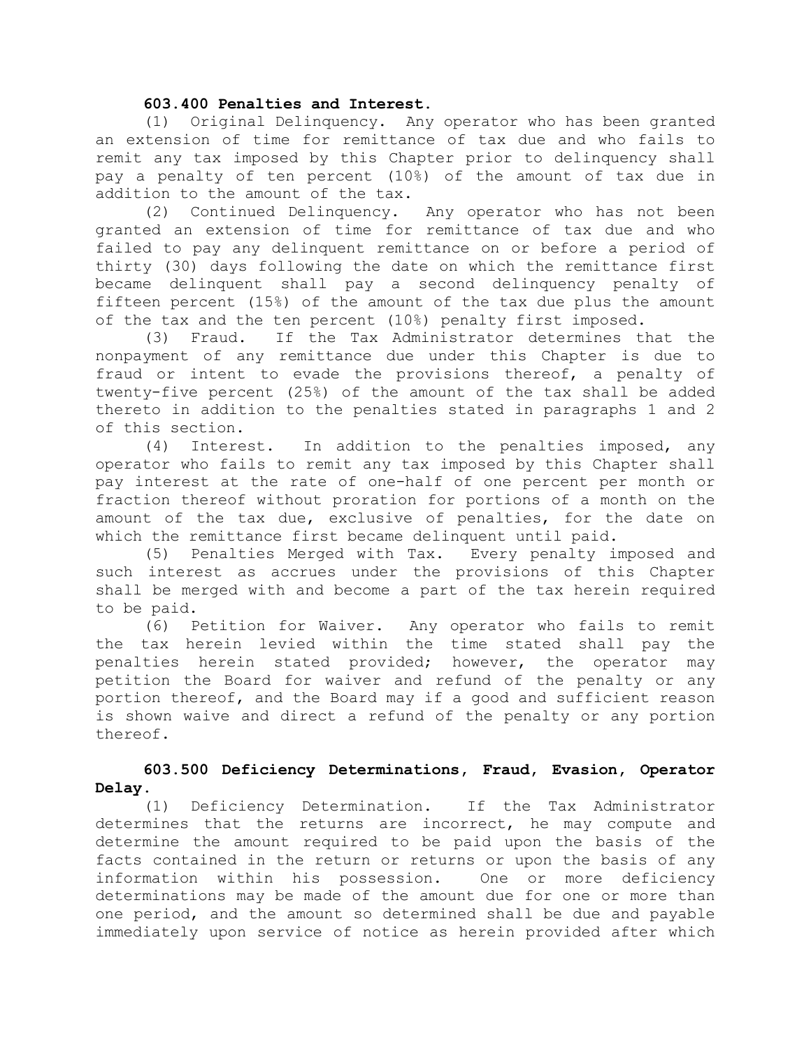**603.400 Penalties and Interest.**

(1) Original Delinquency. Any operator who has been granted an extension of time for remittance of tax due and who fails to remit any tax imposed by this Chapter prior to delinquency shall pay a penalty of ten percent (10%) of the amount of tax due in addition to the amount of the tax.

(2) Continued Delinquency. Any operator who has not been granted an extension of time for remittance of tax due and who failed to pay any delinquent remittance on or before a period of thirty (30) days following the date on which the remittance first became delinquent shall pay a second delinquency penalty of fifteen percent (15%) of the amount of the tax due plus the amount of the tax and the ten percent (10%) penalty first imposed.

(3) Fraud. If the Tax Administrator determines that the nonpayment of any remittance due under this Chapter is due to fraud or intent to evade the provisions thereof, a penalty of twenty-five percent (25%) of the amount of the tax shall be added thereto in addition to the penalties stated in paragraphs 1 and 2 of this section.

(4) Interest. In addition to the penalties imposed, any operator who fails to remit any tax imposed by this Chapter shall pay interest at the rate of one-half of one percent per month or fraction thereof without proration for portions of a month on the amount of the tax due, exclusive of penalties, for the date on which the remittance first became delinquent until paid.

(5) Penalties Merged with Tax. Every penalty imposed and such interest as accrues under the provisions of this Chapter shall be merged with and become a part of the tax herein required to be paid.

(6) Petition for Waiver. Any operator who fails to remit the tax herein levied within the time stated shall pay the penalties herein stated provided; however, the operator may petition the Board for waiver and refund of the penalty or any portion thereof, and the Board may if a good and sufficient reason is shown waive and direct a refund of the penalty or any portion thereof.

**603.500 Deficiency Determinations, Fraud, Evasion, Operator Delay.**

(1) Deficiency Determination. If the Tax Administrator determines that the returns are incorrect, he may compute and determine the amount required to be paid upon the basis of the facts contained in the return or returns or upon the basis of any information within his possession. One or more deficiency determinations may be made of the amount due for one or more than one period, and the amount so determined shall be due and payable immediately upon service of notice as herein provided after which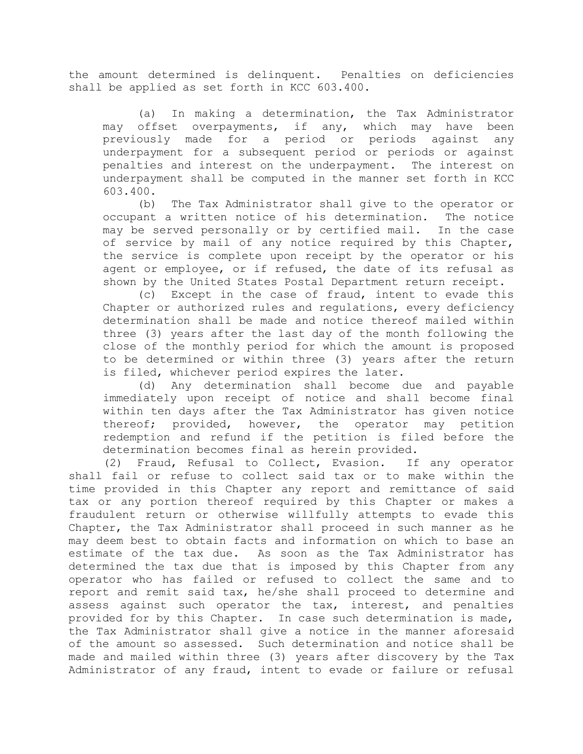the amount determined is delinquent. Penalties on deficiencies shall be applied as set forth in KCC 603.400.

(a) In making a determination, the Tax Administrator may offset overpayments, if any, which may have been previously made for a period or periods against any underpayment for a subsequent period or periods or against penalties and interest on the underpayment. The interest on underpayment shall be computed in the manner set forth in KCC 603.400.

(b) The Tax Administrator shall give to the operator or occupant a written notice of his determination. The notice may be served personally or by certified mail. In the case of service by mail of any notice required by this Chapter, the service is complete upon receipt by the operator or his agent or employee, or if refused, the date of its refusal as shown by the United States Postal Department return receipt.

(c) Except in the case of fraud, intent to evade this Chapter or authorized rules and regulations, every deficiency determination shall be made and notice thereof mailed within three (3) years after the last day of the month following the close of the monthly period for which the amount is proposed to be determined or within three (3) years after the return is filed, whichever period expires the later.

(d) Any determination shall become due and payable immediately upon receipt of notice and shall become final within ten days after the Tax Administrator has given notice thereof; provided, however, the operator may petition redemption and refund if the petition is filed before the determination becomes final as herein provided.

(2) Fraud, Refusal to Collect, Evasion. If any operator shall fail or refuse to collect said tax or to make within the time provided in this Chapter any report and remittance of said tax or any portion thereof required by this Chapter or makes a fraudulent return or otherwise willfully attempts to evade this Chapter, the Tax Administrator shall proceed in such manner as he may deem best to obtain facts and information on which to base an estimate of the tax due. As soon as the Tax Administrator has determined the tax due that is imposed by this Chapter from any operator who has failed or refused to collect the same and to report and remit said tax, he/she shall proceed to determine and assess against such operator the tax, interest, and penalties provided for by this Chapter. In case such determination is made, the Tax Administrator shall give a notice in the manner aforesaid of the amount so assessed. Such determination and notice shall be made and mailed within three (3) years after discovery by the Tax Administrator of any fraud, intent to evade or failure or refusal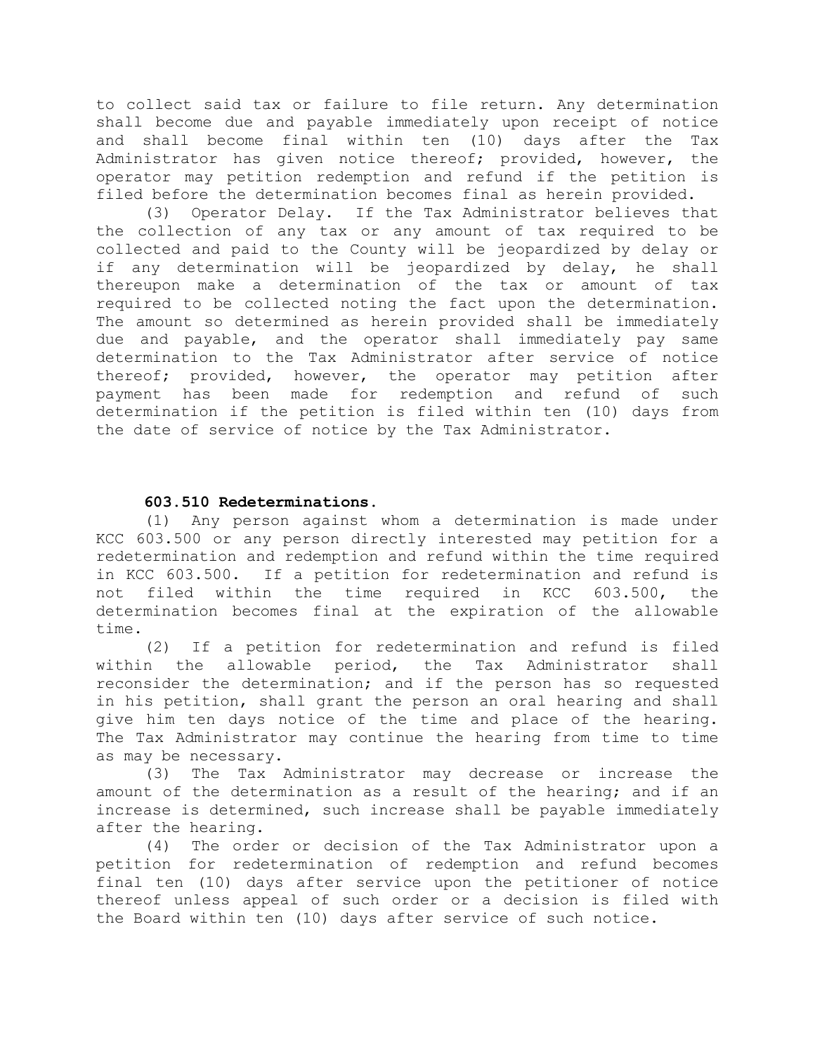to collect said tax or failure to file return. Any determination shall become due and payable immediately upon receipt of notice and shall become final within ten (10) days after the Tax Administrator has given notice thereof; provided, however, the operator may petition redemption and refund if the petition is filed before the determination becomes final as herein provided.

(3) Operator Delay. If the Tax Administrator believes that the collection of any tax or any amount of tax required to be collected and paid to the County will be jeopardized by delay or if any determination will be jeopardized by delay, he shall thereupon make a determination of the tax or amount of tax required to be collected noting the fact upon the determination. The amount so determined as herein provided shall be immediately due and payable, and the operator shall immediately pay same determination to the Tax Administrator after service of notice thereof; provided, however, the operator may petition after payment has been made for redemption and refund of such determination if the petition is filed within ten (10) days from the date of service of notice by the Tax Administrator.

**603.510 Redeterminations.**

(1) Any person against whom a determination is made under KCC 603.500 or any person directly interested may petition for a redetermination and redemption and refund within the time required in KCC 603.500. If a petition for redetermination and refund is not filed within the time required in KCC 603.500, the determination becomes final at the expiration of the allowable time.

(2) If a petition for redetermination and refund is filed within the allowable period, the Tax Administrator shall reconsider the determination; and if the person has so requested in his petition, shall grant the person an oral hearing and shall give him ten days notice of the time and place of the hearing. The Tax Administrator may continue the hearing from time to time as may be necessary.

(3) The Tax Administrator may decrease or increase the amount of the determination as a result of the hearing; and if an increase is determined, such increase shall be payable immediately after the hearing.

(4) The order or decision of the Tax Administrator upon a petition for redetermination of redemption and refund becomes final ten (10) days after service upon the petitioner of notice thereof unless appeal of such order or a decision is filed with the Board within ten (10) days after service of such notice.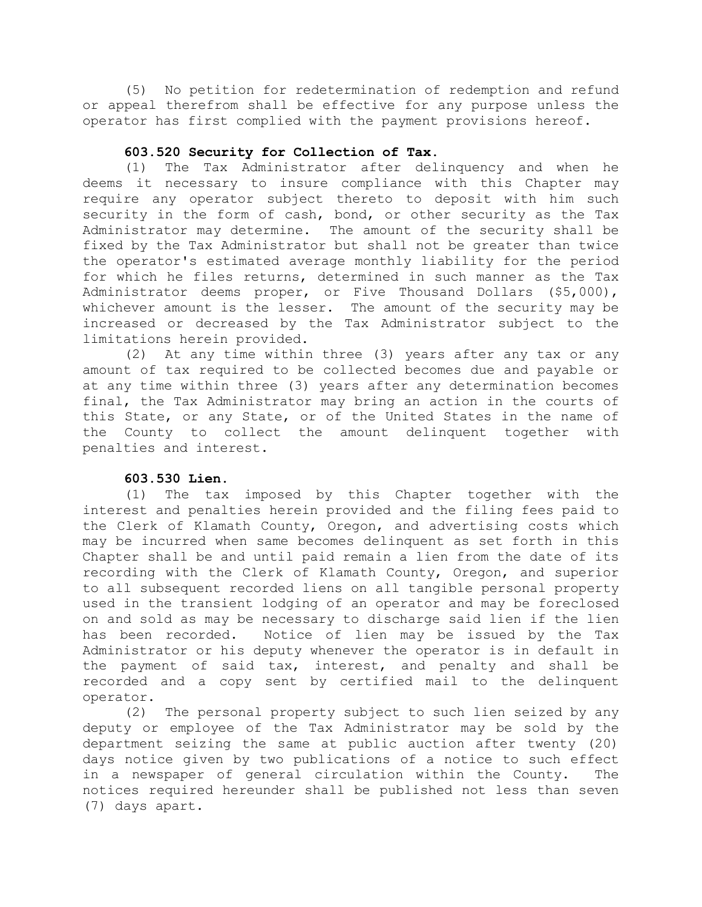(5) No petition for redetermination of redemption and refund or appeal therefrom shall be effective for any purpose unless the operator has first complied with the payment provisions hereof.

**603.520 Security for Collection of Tax.**

(1) The Tax Administrator after delinquency and when he deems it necessary to insure compliance with this Chapter may require any operator subject thereto to deposit with him such security in the form of cash, bond, or other security as the Tax Administrator may determine. The amount of the security shall be fixed by the Tax Administrator but shall not be greater than twice the operator's estimated average monthly liability for the period for which he files returns, determined in such manner as the Tax Administrator deems proper, or Five Thousand Dollars ($5,000), whichever amount is the lesser. The amount of the security may be increased or decreased by the Tax Administrator subject to the limitations herein provided.

(2) At any time within three (3) years after any tax or any amount of tax required to be collected becomes due and payable or at any time within three (3) years after any determination becomes final, the Tax Administrator may bring an action in the courts of this State, or any State, or of the United States in the name of the County to collect the amount delinquent together with penalties and interest.

**603.530 Lien.**

(1) The tax imposed by this Chapter together with the interest and penalties herein provided and the filing fees paid to the Clerk of Klamath County, Oregon, and advertising costs which may be incurred when same becomes delinquent as set forth in this Chapter shall be and until paid remain a lien from the date of its recording with the Clerk of Klamath County, Oregon, and superior to all subsequent recorded liens on all tangible personal property used in the transient lodging of an operator and may be foreclosed on and sold as may be necessary to discharge said lien if the lien has been recorded. Notice of lien may be issued by the Tax Administrator or his deputy whenever the operator is in default in the payment of said tax, interest, and penalty and shall be recorded and a copy sent by certified mail to the delinquent operator.

(2) The personal property subject to such lien seized by any deputy or employee of the Tax Administrator may be sold by the department seizing the same at public auction after twenty (20) days notice given by two publications of a notice to such effect in a newspaper of general circulation within the County. The notices required hereunder shall be published not less than seven (7) days apart.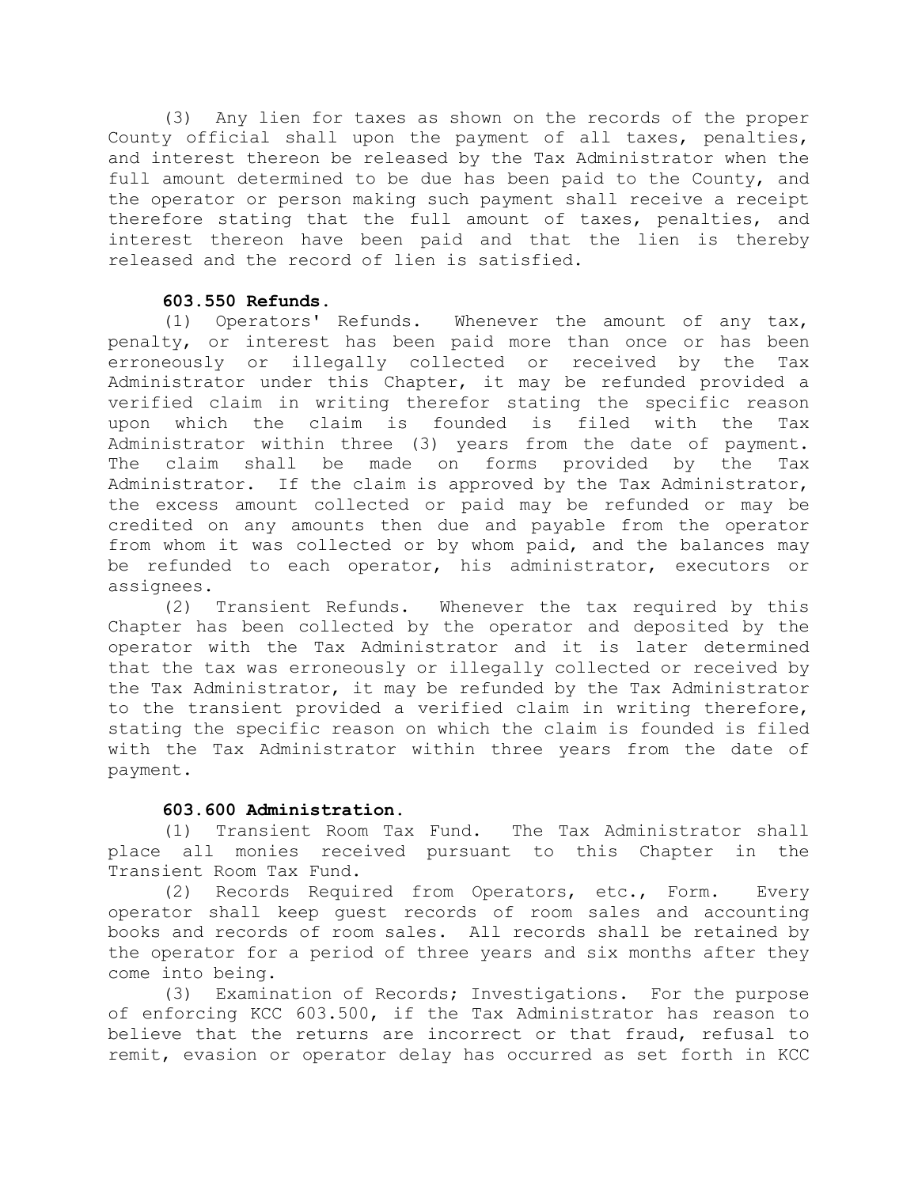(3) Any lien for taxes as shown on the records of the proper County official shall upon the payment of all taxes, penalties, and interest thereon be released by the Tax Administrator when the full amount determined to be due has been paid to the County, and the operator or person making such payment shall receive a receipt therefore stating that the full amount of taxes, penalties, and interest thereon have been paid and that the lien is thereby released and the record of lien is satisfied.

**603.550 Refunds.**

(1) Operators' Refunds. Whenever the amount of any tax, penalty, or interest has been paid more than once or has been erroneously or illegally collected or received by the Tax Administrator under this Chapter, it may be refunded provided a verified claim in writing therefor stating the specific reason upon which the claim is founded is filed with the Tax Administrator within three (3) years from the date of payment. The claim shall be made on forms provided by the Tax Administrator. If the claim is approved by the Tax Administrator, the excess amount collected or paid may be refunded or may be credited on any amounts then due and payable from the operator from whom it was collected or by whom paid, and the balances may be refunded to each operator, his administrator, executors or assignees.

(2) Transient Refunds. Whenever the tax required by this Chapter has been collected by the operator and deposited by the operator with the Tax Administrator and it is later determined that the tax was erroneously or illegally collected or received by the Tax Administrator, it may be refunded by the Tax Administrator to the transient provided a verified claim in writing therefore, stating the specific reason on which the claim is founded is filed with the Tax Administrator within three years from the date of payment.

**603.600 Administration.**

(1) Transient Room Tax Fund. The Tax Administrator shall place all monies received pursuant to this Chapter in the Transient Room Tax Fund.

(2) Records Required from Operators, etc., Form. Every operator shall keep guest records of room sales and accounting books and records of room sales. All records shall be retained by the operator for a period of three years and six months after they come into being.

(3) Examination of Records; Investigations. For the purpose of enforcing KCC 603.500, if the Tax Administrator has reason to believe that the returns are incorrect or that fraud, refusal to remit, evasion or operator delay has occurred as set forth in KCC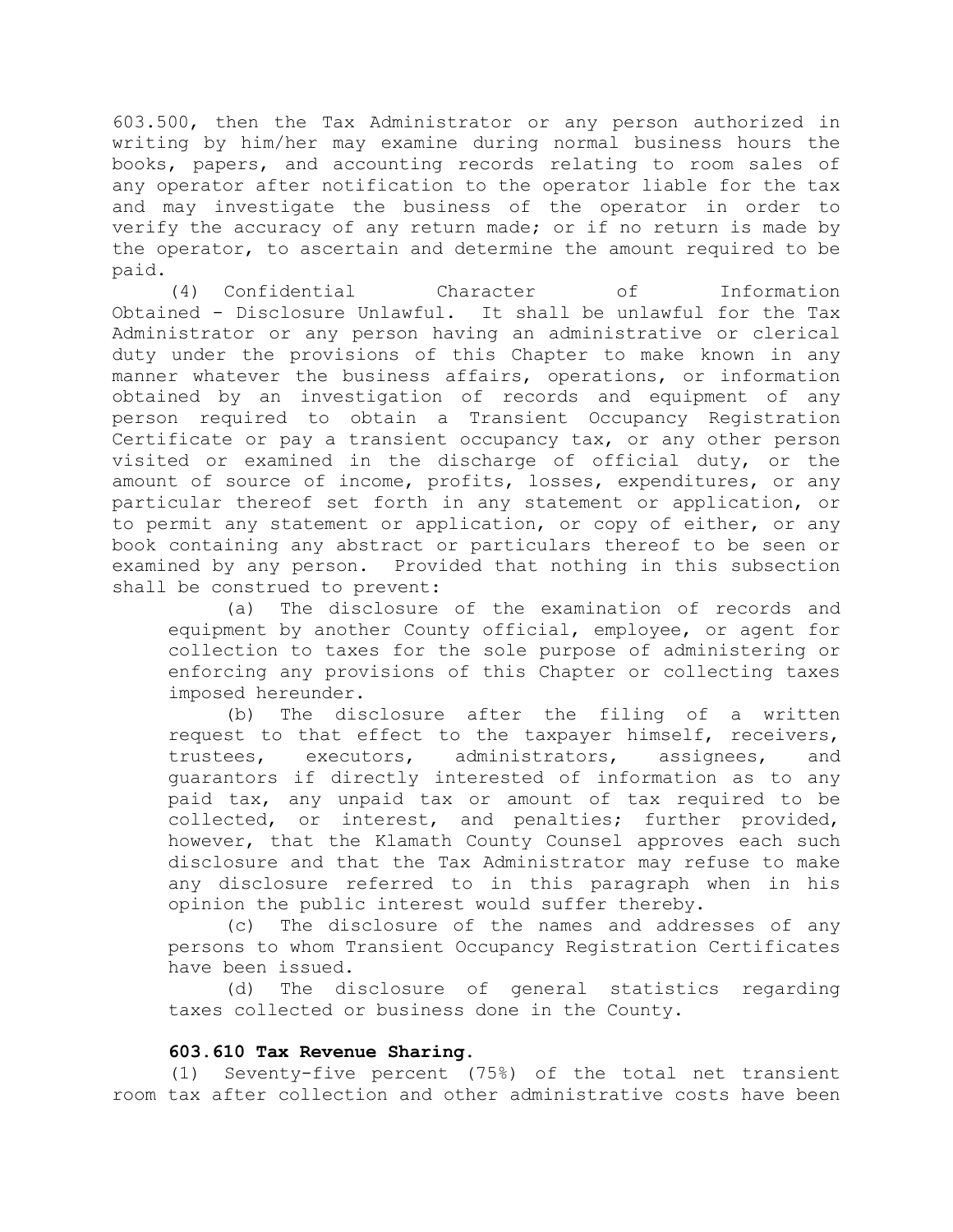603.500, then the Tax Administrator or any person authorized in writing by him/her may examine during normal business hours the books, papers, and accounting records relating to room sales of any operator after notification to the operator liable for the tax and may investigate the business of the operator in order to verify the accuracy of any return made; or if no return is made by the operator, to ascertain and determine the amount required to be paid.

(4) Confidential Character of Information Obtained - Disclosure Unlawful. It shall be unlawful for the Tax Administrator or any person having an administrative or clerical duty under the provisions of this Chapter to make known in any manner whatever the business affairs, operations, or information obtained by an investigation of records and equipment of any person required to obtain a Transient Occupancy Registration Certificate or pay a transient occupancy tax, or any other person visited or examined in the discharge of official duty, or the amount of source of income, profits, losses, expenditures, or any particular thereof set forth in any statement or application, or to permit any statement or application, or copy of either, or any book containing any abstract or particulars thereof to be seen or examined by any person. Provided that nothing in this subsection shall be construed to prevent:

(a) The disclosure of the examination of records and equipment by another County official, employee, or agent for collection to taxes for the sole purpose of administering or enforcing any provisions of this Chapter or collecting taxes imposed hereunder.

(b) The disclosure after the filing of a written request to that effect to the taxpayer himself, receivers, trustees, executors, administrators, assignees, and guarantors if directly interested of information as to any paid tax, any unpaid tax or amount of tax required to be collected, or interest, and penalties; further provided, however, that the Klamath County Counsel approves each such disclosure and that the Tax Administrator may refuse to make any disclosure referred to in this paragraph when in his opinion the public interest would suffer thereby.

(c) The disclosure of the names and addresses of any persons to whom Transient Occupancy Registration Certificates have been issued.

(d) The disclosure of general statistics regarding taxes collected or business done in the County.

**603.610 Tax Revenue Sharing.**

(1) Seventy-five percent (75%) of the total net transient room tax after collection and other administrative costs have been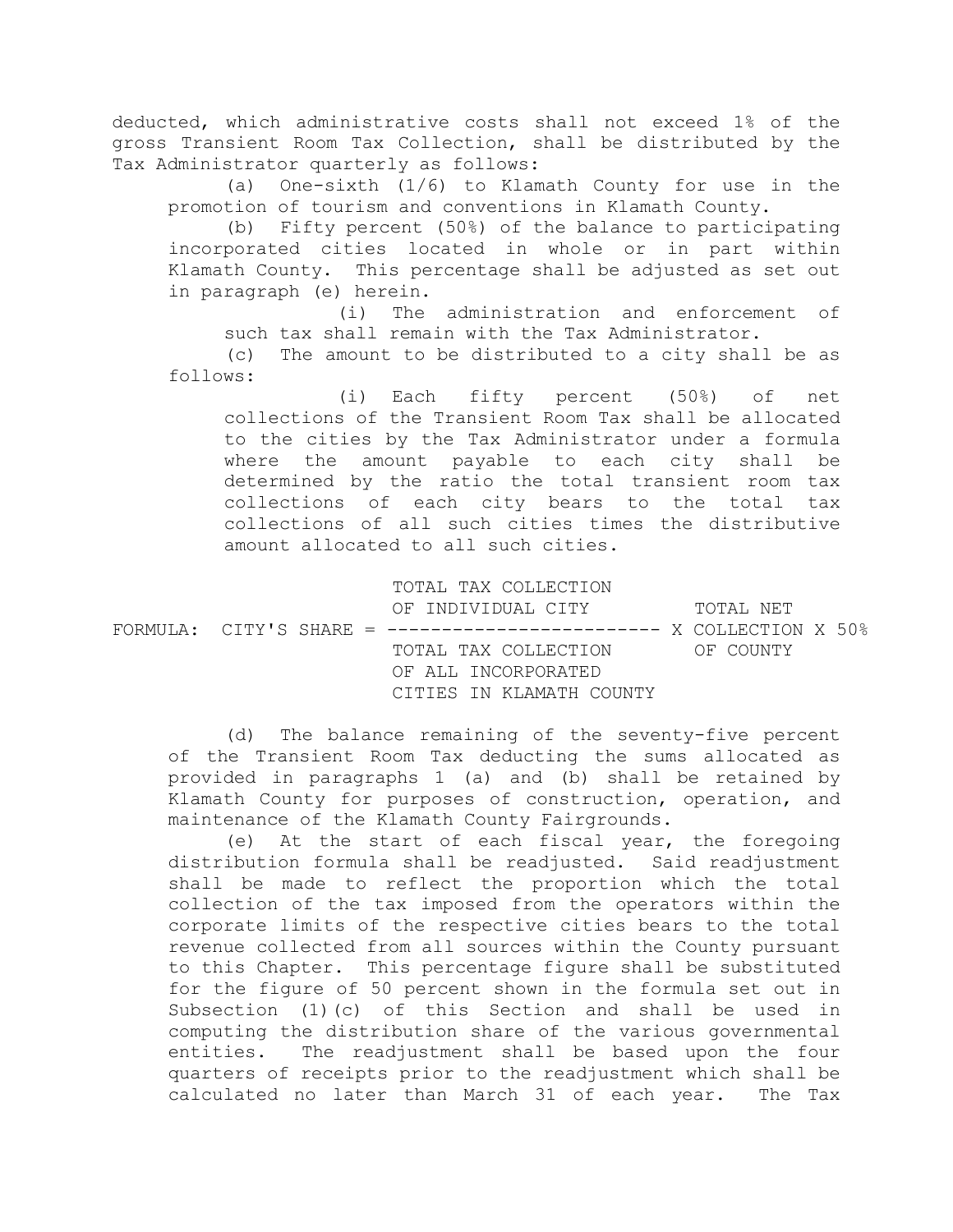deducted, which administrative costs shall not exceed 1% of the gross Transient Room Tax Collection, shall be distributed by the Tax Administrator quarterly as follows:

(a) One-sixth (1/6) to Klamath County for use in the promotion of tourism and conventions in Klamath County.

(b) Fifty percent (50%) of the balance to participating incorporated cities located in whole or in part within Klamath County. This percentage shall be adjusted as set out in paragraph (e) herein.

(i) The administration and enforcement of such tax shall remain with the Tax Administrator.

(c) The amount to be distributed to a city shall be as follows:

(i) Each fifty percent (50%) of net collections of the Transient Room Tax shall be allocated to the cities by the Tax Administrator under a formula where the amount payable to each city shall be determined by the ratio the total transient room tax collections of each city bears to the total tax collections of all such cities times the distributive amount allocated to all such cities.

$$\text{FORMULA: CITY'S SHARE} = \frac{\text{TOTAL TAX COLLECTION OF INDIVIDUAL CITY}}{\text{TOTAL TAX COLLECTION OF ALL INCORPORATED CITIES IN KLAMATH COUNTY}} \times \text{TOTAL NET COLLECTION OF COUNTY} \times 50\%$$

(d) The balance remaining of the seventy-five percent of the Transient Room Tax deducting the sums allocated as provided in paragraphs 1 (a) and (b) shall be retained by Klamath County for purposes of construction, operation, and maintenance of the Klamath County Fairgrounds.

(e) At the start of each fiscal year, the foregoing distribution formula shall be readjusted. Said readjustment shall be made to reflect the proportion which the total collection of the tax imposed from the operators within the corporate limits of the respective cities bears to the total revenue collected from all sources within the County pursuant to this Chapter. This percentage figure shall be substituted for the figure of 50 percent shown in the formula set out in Subsection (1)(c) of this Section and shall be used in computing the distribution share of the various governmental entities. The readjustment shall be based upon the four quarters of receipts prior to the readjustment which shall be calculated no later than March 31 of each year. The Tax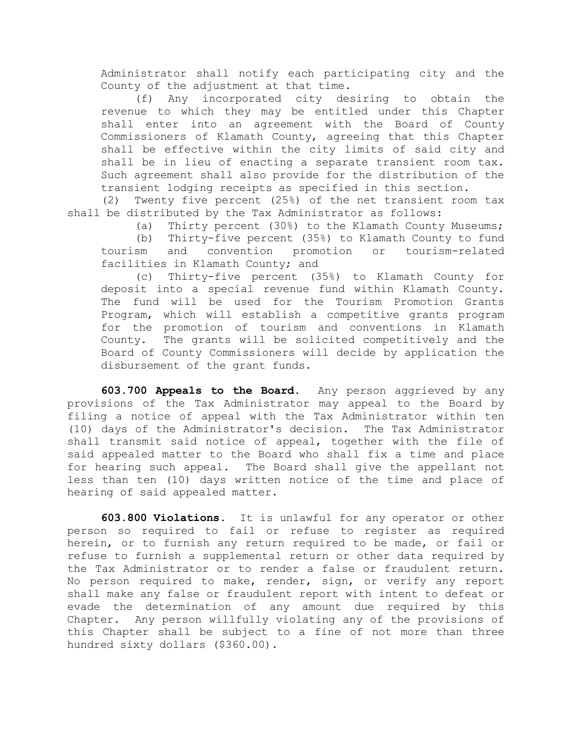Administrator shall notify each participating city and the County of the adjustment at that time.

(f) Any incorporated city desiring to obtain the revenue to which they may be entitled under this Chapter shall enter into an agreement with the Board of County Commissioners of Klamath County, agreeing that this Chapter shall be effective within the city limits of said city and shall be in lieu of enacting a separate transient room tax. Such agreement shall also provide for the distribution of the transient lodging receipts as specified in this section.

(2) Twenty five percent (25%) of the net transient room tax shall be distributed by the Tax Administrator as follows:

(a) Thirty percent (30%) to the Klamath County Museums;

(b) Thirty-five percent (35%) to Klamath County to fund tourism and convention promotion or tourism-related facilities in Klamath County; and

(c) Thirty-five percent (35%) to Klamath County for deposit into a special revenue fund within Klamath County. The fund will be used for the Tourism Promotion Grants Program, which will establish a competitive grants program for the promotion of tourism and conventions in Klamath County. The grants will be solicited competitively and the Board of County Commissioners will decide by application the disbursement of the grant funds.

**603.700 Appeals to the Board.** Any person aggrieved by any provisions of the Tax Administrator may appeal to the Board by filing a notice of appeal with the Tax Administrator within ten (10) days of the Administrator's decision. The Tax Administrator shall transmit said notice of appeal, together with the file of said appealed matter to the Board who shall fix a time and place for hearing such appeal. The Board shall give the appellant not less than ten (10) days written notice of the time and place of hearing of said appealed matter.

**603.800 Violations.** It is unlawful for any operator or other person so required to fail or refuse to register as required herein, or to furnish any return required to be made, or fail or refuse to furnish a supplemental return or other data required by the Tax Administrator or to render a false or fraudulent return. No person required to make, render, sign, or verify any report shall make any false or fraudulent report with intent to defeat or evade the determination of any amount due required by this Chapter. Any person willfully violating any of the provisions of this Chapter shall be subject to a fine of not more than three hundred sixty dollars ($360.00).